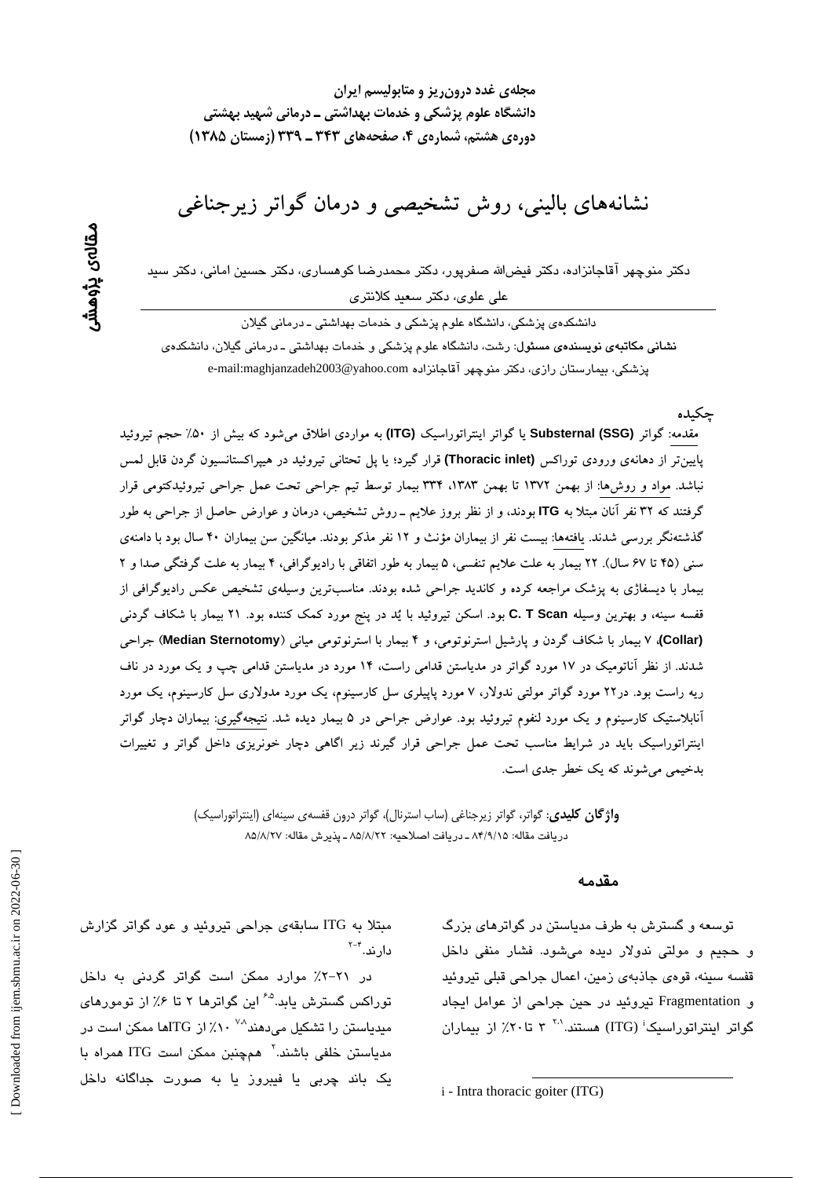مجله‌ی غدد درون‌ریز و متابولیسم ایران
دانشگاه علوم پزشکی و خدمات بهداشتی ـ درمانی شهید بهشتی
دوره‌ی هشتم، شماره‌ی ۴، صفحه‌های ۳۴۳ ـ ۳۳۹ (زمستان ۱۳۸۵)

مقاله‌ی پژوهشی

# نشانه‌های بالینی، روش تشخیصی و درمان گواتر زیرجناغی

دکتر منوچهر آقاجانزاده، دکتر فیض‌الله صفرپور، دکتر محمدرضا کوهساری، دکتر حسین امانی، دکتر سید علی علوی، دکتر سعید کلانتری

دانشکده‌ی پزشکی، دانشگاه علوم پزشکی و خدمات بهداشتی ـ درمانی گیلان

**نشانی مکاتبه‌ی نویسنده‌ی مسئول:** رشت، دانشگاه علوم پزشکی و خدمات بهداشتی ـ درمانی گیلان، دانشکده‌ی پزشکی، بیمارستان رازی، دکتر منوچهر آقاجانزاده e-mail:maghjanzadeh2003@yahoo.com

## چکیده

مقدمه: گواتر **Substernal (SSG)** یا گواتر اینتراتوراسیک **(ITG)** به مواردی اطلاق می‌شود که بیش از ۵۰٪ حجم تیروئید پایین‌تر از دهانه‌ی ورودی توراکس **(Thoracic inlet)** قرار گیرد؛ یا پل تحتانی تیروئید در هیپراکستانسیون گردن قابل لمس نباشد. مواد و روش‌ها: از بهمن ۱۳۷۲ تا بهمن ۱۳۸۳، ۳۳۴ بیمار توسط تیم جراحی تحت عمل جراحی تیروئیدکتومی قرار گرفتند که ۳۲ نفر آنان مبتلا به **ITG** بودند، و از نظر بروز علایم ـ روش تشخیص، درمان و عوارض حاصل از جراحی به طور گذشته‌نگر بررسی شدند. یافته‌ها: بیست نفر از بیماران مؤنث و ۱۲ نفر مذکر بودند. میانگین سن بیماران ۴۰ سال بود با دامنه‌ی سنی (۴۵ تا ۶۷ سال). ۲۲ بیمار به علت علایم تنفسی، ۵ بیمار به طور اتفاقی با رادیوگرافی، ۴ بیمار به علت گرفتگی صدا و ۲ بیمار با دیسفاژی به پزشک مراجعه کرده و کاندید جراحی شده بودند. مناسب‌ترین وسیله‌ی تشخیص عکس رادیوگرافی از قفسه سینه، و بهترین وسیله **C. T Scan** بود. اسکن تیروئید با یُد در پنج مورد کمک کننده بود. ۲۱ بیمار با شکاف گردنی **(Collar)**، ۷ بیمار با شکاف گردن و پارشیل استرنوتومی، و ۴ بیمار با استرنوتومی میانی (**Median Sternotomy**) جراحی شدند. از نظر آناتومیک در ۱۷ مورد گواتر در مدیاستن قدامی راست، ۱۴ مورد در مدیاستن قدامی چپ و یک مورد در ناف ریه راست بود. در۲۲ مورد گواتر مولتی ندولر، ۷ مورد پاپیلری سل کارسینوم، یک مورد مدولاری سل کارسینوم، یک مورد آنابلاستیک کارسینوم و یک مورد لنفوم تیروئید بود. عوارض جراحی در ۵ بیمار دیده شد. نتیجه‌گیری: بیماران دچار گواتر اینتراتوراسیک باید در شرایط مناسب تحت عمل جراحی قرار گیرند زیر اگاهی دچار خونریزی داخل گواتر و تغییرات بدخیمی می‌شوند که یک خطر جدی است.

**واژگان کلیدی:** گواتر، گواتر زیرجناغی (ساب استرنال)، گواتر درون قفسه‌ی سینه‌ای (اینتراتوراسیک)

دریافت مقاله: ۸۴/۹/۱۵ ـ دریافت اصلاحیه: ۸۵/۸/۲۲ ـ پذیرش مقاله: ۸۵/۸/۲۷

## مقدمه

توسعه و گسترش به طرف مدیاستن در گواترهای بزرگ و حجیم و مولتی ندولار دیده می‌شود. فشار منفی داخل قفسه سینه، قوه‌ی جاذبه‌ی زمین، اعمال جراحی قبلی تیروئید و Fragmentation تیروئید در حین جراحی از عوامل ایجاد گواتر اینتراتوراسیک[i] (ITG) هستند.[1،2] ۳ تا۲۰٪ از بیماران مبتلا به ITG سابقه‌ی جراحی تیروئید و عود گواتر گزارش دارند.[2-4]

در ۲۱-۲٪ موارد ممکن است گواتر گردنی به داخل توراکس گسترش یابد.[5،6] این گواترها ۲ تا ۶٪ از تومورهای میدیاستن را تشکیل می‌دهند[7،8] ۱۰٪ از ITGها ممکن است در مدیاستن خلفی باشند.[2] همچنین ممکن است ITG همراه با یک باند چربی یا فیبروز یا به صورت جداگانه داخل

i - Intra thoracic goiter (ITG)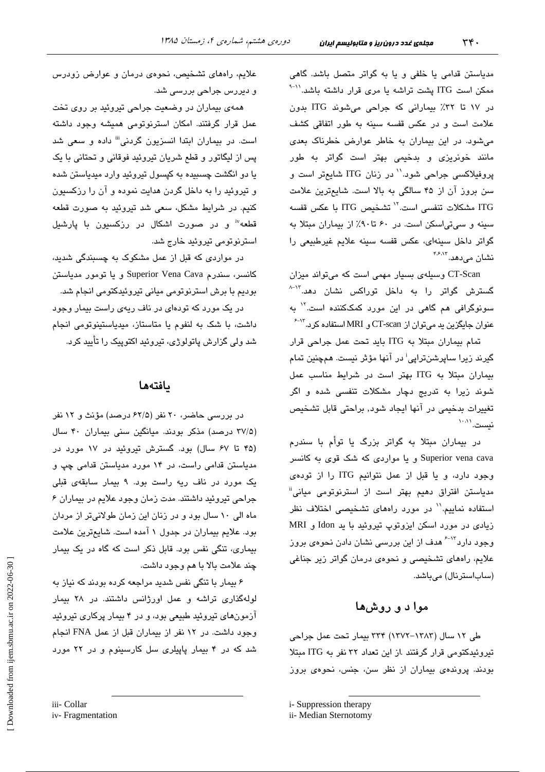مدیاستن قدامی یا خلفی و یا به گواتر متصل باشد. گاهی ممکن است ITG پشت تراشه یا مری قرار داشته باشد.[۹-۱۱]
در ۱۷ تا ۳۲٪ بیمارانی که جراحی می‌شوند ITG بدون علامت است و در عکس قفسه سینه به طور اتفاقی کشف می‌شود. در این بیماران به خاطر عوارض خطرناک بعدی مانند خونریزی و بدخیمی بهتر است گواتر به طور پروفیلاکسی جراحی شود.[۱۱] در زنان ITG شایع‌تر است و سن بروز آن از ۴۵ سالگی به بالا است. شایع‌ترین علامت ITG مشکلات تنفسی است.[۱۲] تشخیص ITG با عکس قفسه سینه و سی‌تی‌اسکن است. در ۶۰ تا ۹۰٪ از بیماران مبتلا به گواتر داخل سینه‌ای، عکس قفسه سینه علایم غیرطبیعی را نشان می‌دهد.[۴،۶،۱۳]

CT-Scan وسیله‌ی بسیار مهمی است که می‌تواند میزان گسترش گواتر را به داخل توراکس نشان دهد.[۸-۱۳] سونوگرافی هم گاهی در این مورد کمک‌کننده است.[۱۲] به عنوان جایگزین ید می‌توان از CT-scan و MRI استفاده کرد.[۶-۱۳]

تمام بیماران مبتلا به ITG باید تحت عمل جراحی قرار گیرند زیرا ساپرشن‌تراپی[i] در آنها مؤثر نیست. همچنین تمام بیماران مبتلا به ITG بهتر است در شرایط مناسب عمل شوند زیرا به تدریج دچار مشکلات تنفسی شده و اگر تغییرات بدخیمی در آنها ایجاد شود، براحتی قابل تشخیص نیست.[۱۰،۱۱]

در بیماران مبتلا به گواتر بزرگ یا توأم با سندرم Superior vena cava و یا مواردی که شک قوی به کانسر وجود دارد، و یا قبل از عمل نتوانیم ITG را از توده‌ی مدیاستن افتراق دهیم بهتر است از استرنوتومی میانی[ii] استفاده نماییم.[۱۱] در مورد راه‌های تشخیصی اختلاف نظر زیادی در مورد اسکن ایزوتوپ تیروئید با ید Idon و MRI وجود دارد[۶-۱۳] هدف از این بررسی نشان دادن نحوه‌ی بروز علایم، راه‌های تشخیصی و نحوه‌ی درمان گواتر زیر جناغی (ساب‌استرنال) می‌باشد.

## مواد و روش‌ها

طی ۱۲ سال (۱۳۸۳-۱۳۷۲) ۳۳۴ بیمار تحت عمل جراحی تیروئیدکتومی قرار گرفتند .از این تعداد ۳۲ نفر به ITG مبتلا بودند. پرونده‌ی بیماران از نظر سن، جنس، نحوه‌ی بروز علایم، راه‌های تشخیص، نحوه‌ی درمان و عوارض زودرس و دیررس جراحی بررسی شد.

همه‌ی بیماران در وضعیت جراحی تیروئید بر روی تخت عمل قرار گرفتند. امکان استرنوتومی همیشه وجود داشته است. در بیماران ابتدا انسزیون گردنی[iii] داده و سعی شد پس از لیگاتور و قطع شریان تیروئید فوقانی و تحتانی با یک یا دو انگشت چسبیده به کپسول تیروئید وارد میدیاستن شده و تیروئید را به داخل گردن هدایت نموده و آن را رزکسیون کنیم. در شرایط مشکل، سعی شد تیروئید به صورت قطعه قطعه[iv] و در صورت اشکال در رزکسیون با پارشیل استرنوتومی تیروئید خارج شد.

در مواردی که قبل از عمل مشکوک به چسبندگی شدید، کانسر، سندرم Superior Vena Cava و یا تومور مدیاستن بودیم با برش استرنوتومی میانی تیروئیدکتومی انجام شد.

در یک مورد که توده‌ای در ناف ریه‌ی راست بیمار وجود داشت، با شک به لنفوم یا متاستاز، میدیاستینوتومی انجام شد ولی گزارش پاتولوژی، تیروئید اکتوپیک را تأیید کرد.

## یافته‌ها

در بررسی حاضر، ۲۰ نفر (۶۲/۵ درصد) مؤنث و ۱۲ نفر (۳۷/۵ درصد) مذکر بودند. میانگین سنی بیماران ۴۰ سال (۴۵ تا ۶۷ سال) بود. گسترش تیروئید در ۱۷ مورد در مدیاستن قدامی راست، در ۱۴ مورد مدیاستن قدامی چپ و یک مورد در ناف ریه راست بود. ۹ بیمار سابقه‌ی قبلی جراحی تیروئید داشتند. مدت زمان وجود علایم در بیماران ۶ ماه الی ۱۰ سال بود و در زنان این زمان طولانی‌تر از مردان بود. علایم بیماران در جدول ۱ آمده است. شایع‌ترین علامت بیماری، تنگی نفس بود. قابل ذکر است که گاه در یک بیمار چند علامت بالا با هم وجود داشت.

۶ بیمار با تنگی نفس شدید مراجعه کرده بودند که نیاز به لوله‌گذاری تراشه و عمل اورژانس داشتند. در ۲۸ بیمار آزمون‌های تیروئید طبیعی بود، و در ۴ بیمار پرکاری تیروئید وجود داشت. در ۱۲ نفر از بیماران قبل از عمل FNA انجام شد که در ۴ بیمار پاپیلری سل کارسینوم و در ۲۲ مورد

---

i- Suppression therapy
ii- Median Sternotomy
iii- Collar
iv- Fragmentation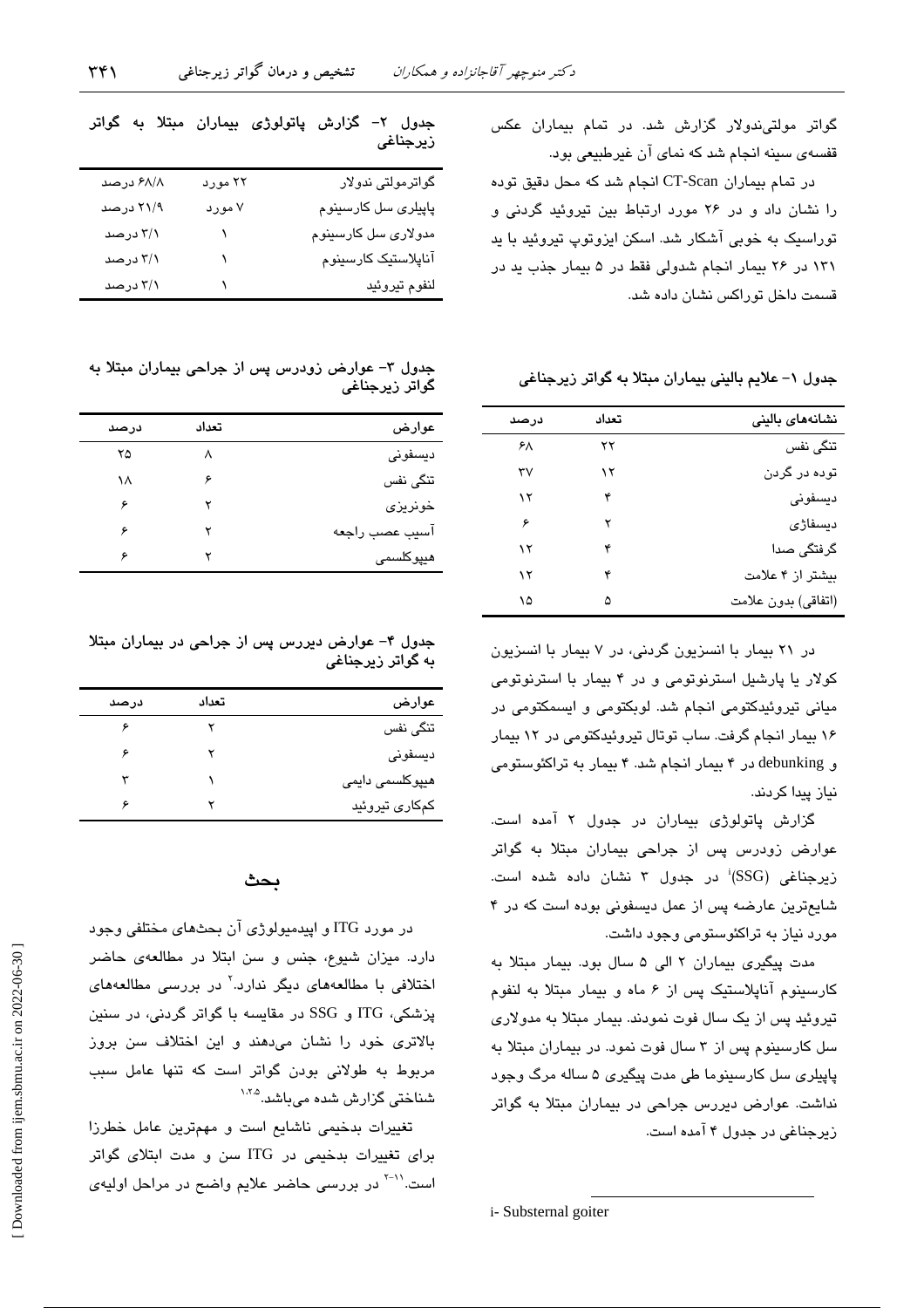گواتر مولتی‌ندولار گزارش شد. در تمام بیماران عکس قفسه‌ی سینه انجام شد که نمای آن غیرطبیعی بود.

در تمام بیماران CT-Scan انجام شد که محل دقیق توده را نشان داد و در ۲۶ مورد ارتباط بین تیروئید گردنی و توراسیک به خوبی آشکار شد. اسکن ایزوتوپ تیروئید با ید ۱۳۱ در ۲۶ بیمار انجام شدولی فقط در ۵ بیمار جذب ید در قسمت داخل توراکس نشان داده شد.

جدول ۱- علایم بالینی بیماران مبتلا به گواتر زیرجناغی

| نشانه‌های بالینی | تعداد | درصد |
|---|---|---|
| تنگی نفس | ۲۲ | ۶۸ |
| توده در گردن | ۱۲ | ۳۷ |
| دیسفونی | ۴ | ۱۲ |
| دیسفاژی | ۲ | ۶ |
| گرفتگی صدا | ۴ | ۱۲ |
| بیشتر از ۴ علامت | ۴ | ۱۲ |
| (اتفاقی) بدون علامت | ۵ | ۱۵ |

در ۲۱ بیمار با انسزیون گردنی، در ۷ بیمار با انسزیون کولار یا پارشیل استرنوتومی و در ۴ بیمار با استرنوتومی میانی تیروئیدکتومی انجام شد. لوبکتومی و ایسمکتومی در ۱۶ بیمار انجام گرفت. ساب توتال تیروئیدکتومی در ۱۲ بیمار و debunking در ۴ بیمار انجام شد. ۴ بیمار به تراکئوستومی نیاز پیدا کردند.

گزارش پاتولوژی بیماران در جدول ۲ آمده است. عوارض زودرس پس از جراحی بیماران مبتلا به گواتر زیرجناغی (SSG)[i] در جدول ۳ نشان داده شده است. شایع‌ترین عارضه پس از عمل دیسفونی بوده است که در ۴ مورد نیاز به تراکئوستومی وجود داشت.

مدت پیگیری بیماران ۲ الی ۵ سال بود. بیمار مبتلا به کارسینوم آناپلاستیک پس از ۶ ماه و بیمار مبتلا به لنفوم تیروئید پس از یک سال فوت نمودند. بیمار مبتلا به مدولاری سل کارسینوم پس از ۳ سال فوت نمود. در بیماران مبتلا به پاپیلری سل کارسینوما طی مدت پیگیری ۵ ساله مرگ وجود نداشت. عوارض دیررس جراحی در بیماران مبتلا به گواتر زیرجناغی در جدول ۴ آمده است.

i- Substernal goiter

جدول ۲- گزارش پاتولوژی بیماران مبتلا به گواتر زیرجناغی

| | | |
|---|---|---|
| گواترمولتی ندولار | ۲۲ مورد | ۶۸/۸ درصد |
| پاپیلری سل کارسینوم | ۷ مورد | ۲۱/۹ درصد |
| مدولاری سل کارسینوم | ۱ | ۳/۱ درصد |
| آناپلاستیک کارسینوم | ۱ | ۳/۱ درصد |
| لنفوم تیروئید | ۱ | ۳/۱ درصد |

جدول ۳- عوارض زودرس پس از جراحی بیماران مبتلا به گواتر زیرجناغی

| عوارض | تعداد | درصد |
|---|---|---|
| دیسفونی | ۸ | ۲۵ |
| تنگی نفس | ۶ | ۱۸ |
| خونریزی | ۲ | ۶ |
| آسیب عصب راجعه | ۲ | ۶ |
| هیپوکلسمی | ۲ | ۶ |

جدول ۴- عوارض دیررس پس از جراحی در بیماران مبتلا به گواتر زیرجناغی

| عوارض | تعداد | درصد |
|---|---|---|
| تنگی نفس | ۲ | ۶ |
| دیسفونی | ۲ | ۶ |
| هیپوکلسمی دایمی | ۱ | ۳ |
| کم‌کاری تیروئید | ۲ | ۶ |

## بحث

در مورد ITG و اپیدمیولوژی آن بحث‌های مختلفی وجود دارد. میزان شیوع، جنس و سن ابتلا در مطالعه‌ی حاضر اختلافی با مطالعه‌های دیگر ندارد.[۲] در بررسی مطالعه‌های پزشکی، ITG و SSG در مقایسه با گواتر گردنی، در سنین بالاتری خود را نشان می‌دهند و این اختلاف سن بروز مربوط به طولانی بودن گواتر است که تنها عامل سبب شناختی گزارش شده می‌باشد.[۱،۲،۵]

تغییرات بدخیمی ناشایع است و مهم‌ترین عامل خطرزا برای تغییرات بدخیمی در ITG سن و مدت ابتلای گواتر است.[۲-۱۱] در بررسی حاضر علایم واضح در مراحل اولیه‌ی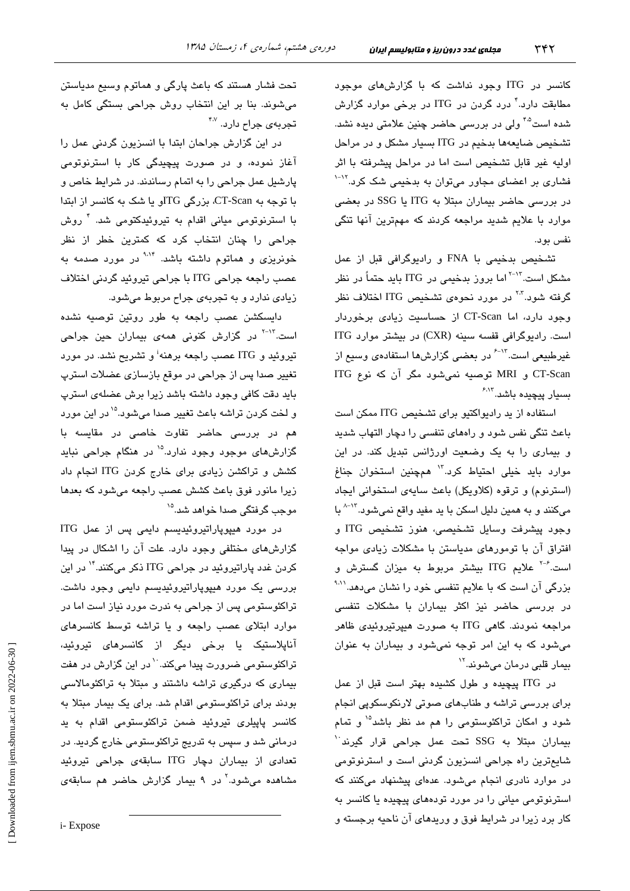کانسر در ITG وجود نداشت که با گزارش‌های موجود مطابقت دارد.[4] درد گردن در ITG در برخی موارد گزارش شده است[4،5] ولی در بررسی حاضر چنین علامتی دیده نشد. تشخیص ضایعه‌ها بدخیم در ITG بسیار مشکل و در مراحل اولیه غیر قابل تشخیص است اما در مراحل پیشرفته با اثر فشاری بر اعضای مجاور می‌توان به بدخیمی شک کرد.[1-12] در بررسی حاضر بیماران مبتلا به ITG یا SSG در بعضی موارد با علایم شدید مراجعه کردند که مهمترین آنها تنگی نفس بود.

تشخیص بدخیمی با FNA و رادیوگرافی قبل از عمل مشکل است.[2-13] اما بروز بدخیمی در ITG باید حتماً در نظر گرفته شود.[2،3] در مورد نحوه‌ی تشخیص ITG اختلاف نظر وجود دارد، اما CT-Scan از حساسیت زیادی برخوردار است. رادیوگرافی قفسه سینه (CXR) در بیشتر موارد ITG غیرطبیعی است.[6-13] در بعضی گزارش‌ها استفاده‌ی وسیع از CT-Scan و MRI توصیه نمی‌شود مگر آن که نوع ITG بسیار پیچیده باشد.[6،13]

استفاده از ید رادیواکتیو برای تشخیص ITG ممکن است باعث تنگی نفس شود و راه‌های تنفسی را دچار التهاب شدید و بیماری را به یک وضعیت اورژانس تبدیل کند. در این موارد باید خیلی احتیاط کرد.[13] همچنین استخوان جناغ (استرنوم) و ترقوه (کلاویکل) باعث سایه‌ی استخوانی ایجاد می‌کنند و به همین دلیل اسکن با ید مفید واقع نمی‌شود.[8-13] با وجود پیشرفت وسایل تشخیصی، هنوز تشخیص ITG و افتراق آن با تومورهای مدیاستن با مشکلات زیادی مواجه است.[2-6] علایم ITG بیشتر مربوط به میزان گسترش و بزرگی آن است که با علایم تنفسی خود را نشان می‌دهد.[9،11] در بررسی حاضر نیز اکثر بیماران با مشکلات تنفسی مراجعه نمودند. گاهی ITG به صورت هیپرتیروئیدی ظاهر می‌شود که به این امر توجه نمی‌شود و بیماران به عنوان بیمار قلبی درمان می‌شوند.[12]

در ITG پیچیده و طول کشیده بهتر است قبل از عمل برای بررسی تراشه و طناب‌های صوتی لارنکوسکوپی انجام شود و امکان تراکئوستومی را هم مد نظر باشد[15] و تمام بیماران مبتلا به SSG تحت عمل جراحی قرار گیرند[10] شایع‌ترین راه جراحی انسزیون گردنی است و استرنوتومی در موارد نادری انجام می‌شود. عده‌ای پیشنهاد می‌کنند که استرنوتومی میانی را در مورد توده‌های پیچیده یا کانسر به کار برد زیرا در شرایط فوق و وریدهای آن ناحیه برجسته و تحت فشار هستند که باعث پارگی و هماتوم وسیع مدیاستن می‌شوند. بنا بر این انتخاب روش جراحی بستگی کامل به تجربه‌ی جراح دارد.[4،7]

در این گزارش جراحان ابتدا با انسزیون گردنی عمل را آغاز نموده، و در صورت پیچیدگی کار با استرنوتومی پارشیل عمل جراحی را به اتمام رساندند. در شرایط خاص و با توجه به CT-Scan، بزرگی ITGو یا شک به کانسر از ابتدا با استرنوتومی میانی اقدام به تیروئیدکتومی شد.[4] روش جراحی را چنان انتخاب کرد که کمترین خطر از نظر خونریزی و هماتوم داشته باشد.[9،14] در مورد صدمه به عصب راجعه جراحی ITG با جراحی تیروئید گردنی اختلاف زیادی ندارد و به تجربه‌ی جراح مربوط می‌شود.

دایسکشن عصب راجعه به طور روتین توصیه نشده است.[2-13] در گزارش کنونی همه‌ی بیماران حین جراحی تیروئید و ITG عصب راجعه برهنه[i] و تشریح نشد. در مورد تغییر صدا پس از جراحی در موقع بازسازی عضلات استرپ باید دقت کافی وجود داشته باشد زیرا برش عضله‌ی استرپ و لخت کردن تراشه باعث تغییر صدا می‌شود.[15] در این مورد هم در بررسی حاضر تفاوت خاصی در مقایسه با گزارش‌های موجود وجود ندارد.[15] در هنگام جراحی نباید کشش و تراکشن زیادی برای خارج کردن ITG انجام داد زیرا مانور فوق باعث کشش عصب راجعه می‌شود که بعدها موجب گرفتگی صدا خواهد شد.[15]

در مورد هیپوپاراتیروئیدیسم دایمی پس از عمل ITG گزارش‌های مختلفی وجود دارد. علت آن را اشکال در پیدا کردن غدد پاراتیروئید در جراحی ITG ذکر می‌کنند.[14] در این بررسی یک مورد هیپوپاراتیروئیدیسم دایمی وجود داشت. تراکئوستومی پس از جراحی به ندرت مورد نیاز است اما در موارد ابتلای عصب راجعه و یا تراشه توسط کانسرهای آناپلاستیک یا برخی دیگر از کانسرهای تیروئید، تراکئوستومی ضرورت پیدا می‌کند.[10] در این گزارش در هفت بیماری که درگیری تراشه داشتند و مبتلا به تراکئومالاسی بودند برای تراکئوستومی اقدام شد. برای یک بیمار مبتلا به کانسر پاپیلری تیروئید ضمن تراکئوستومی اقدام به ید درمانی شد و سپس به تدریج تراکئوستومی خارج گردید. در تعدادی از بیماران دچار ITG سابقه‌ی جراحی تیروئید مشاهده می‌شود.[2] در ۹ بیمار گزارش حاضر هم سابقه‌ی

---

i- Expose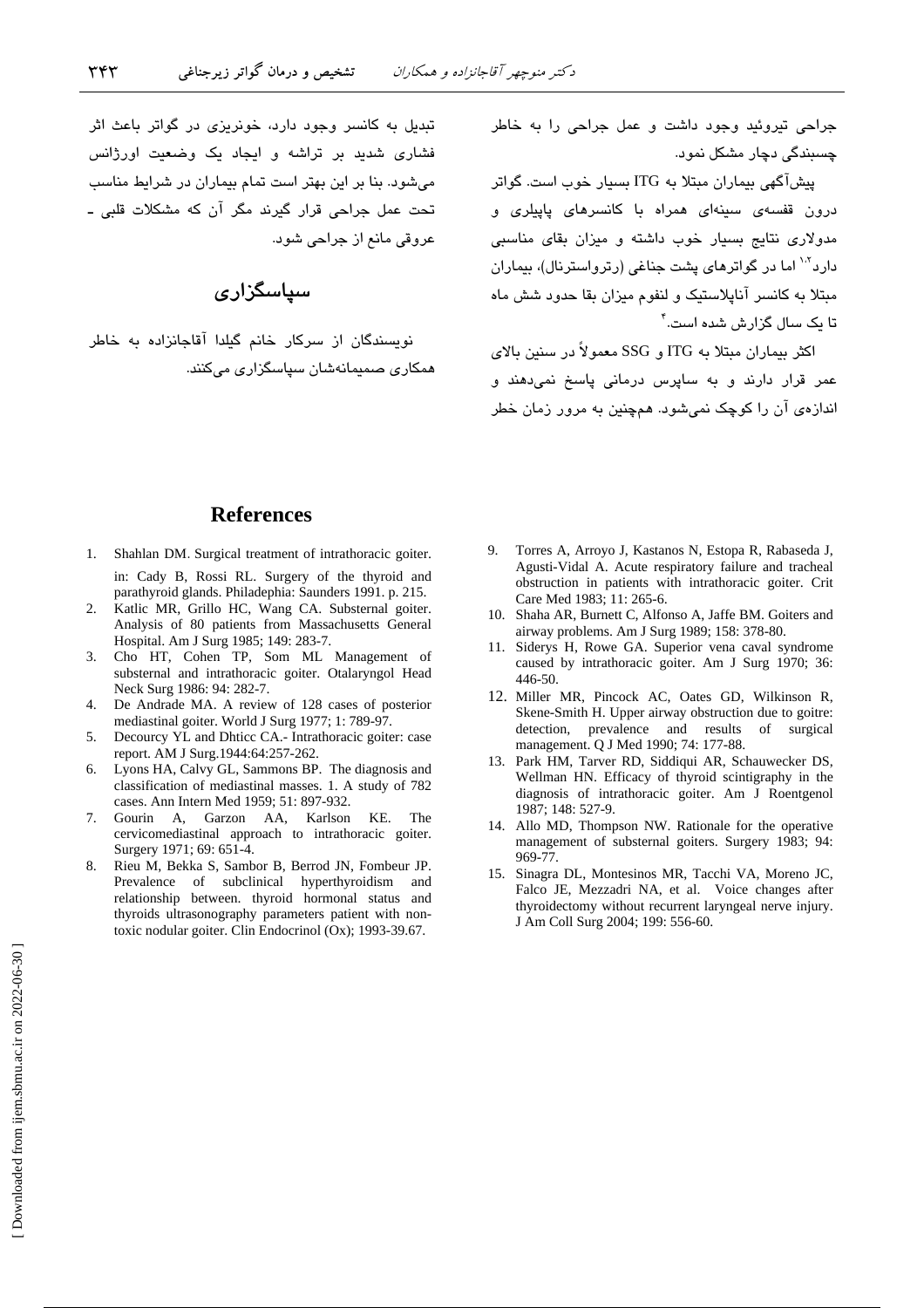جراحی تیروئید وجود داشت و عمل جراحی را به خاطر چسبندگی دچار مشکل نمود.

پیش‌آگهی بیماران مبتلا به ITG بسیار خوب است. گواتر درون قفسه‌ی سینه‌ای همراه با کانسرهای پاپیلری و مدولاری نتایج بسیار خوب داشته و میزان بقای مناسبی دارد[1,2] اما در گواترهای پشت جناغی (رترواسترنال)، بیماران مبتلا به کانسر آناپلاستیک و لنفوم میزان بقا حدود شش ماه تا یک سال گزارش شده است.[4]

اکثر بیماران مبتلا به ITG و SSG معمولاً در سنین بالای عمر قرار دارند و به ساپرس درمانی پاسخ نمی‌دهند و اندازه‌ی آن را کوچک نمی‌شود. همچنین به مرور زمان خطر تبدیل به کانسر وجود دارد، خونریزی در گواتر باعث اثر فشاری شدید بر تراشه و ایجاد یک وضعیت اورژانس می‌شود. بنا بر این بهتر است تمام بیماران در شرایط مناسب تحت عمل جراحی قرار گیرند مگر آن که مشکلات قلبی ـ عروقی مانع از جراحی شود.

## سپاسگزاری

نویسندگان از سرکار خانم گیلدا آقاجانزاده به خاطر همکاری صمیمانه‌شان سپاسگزاری می‌کنند.

## References

1. Shahlan DM. Surgical treatment of intrathoracic goiter. in: Cady B, Rossi RL. Surgery of the thyroid and parathyroid glands. Philadephia: Saunders 1991. p. 215.
2. Katlic MR, Grillo HC, Wang CA. Substernal goiter. Analysis of 80 patients from Massachusetts General Hospital. Am J Surg 1985; 149: 283-7.
3. Cho HT, Cohen TP, Som ML Management of substernal and intrathoracic goiter. Otalaryngol Head Neck Surg 1986: 94: 282-7.
4. De Andrade MA. A review of 128 cases of posterior mediastinal goiter. World J Surg 1977; 1: 789-97.
5. Decourcy YL and Dhticc CA.- Intrathoracic goiter: case report. AM J Surg.1944:64:257-262.
6. Lyons HA, Calvy GL, Sammons BP. The diagnosis and classification of mediastinal masses. 1. A study of 782 cases. Ann Intern Med 1959; 51: 897-932.
7. Gourin A, Garzon AA, Karlson KE. The cervicomediastinal approach to intrathoracic goiter. Surgery 1971; 69: 651-4.
8. Rieu M, Bekka S, Sambor B, Berrod JN, Fombeur JP. Prevalence of subclinical hyperthyroidism and relationship between. thyroid hormonal status and thyroids ultrasonography parameters patient with non-toxic nodular goiter. Clin Endocrinol (Ox); 1993-39.67.
9. Torres A, Arroyo J, Kastanos N, Estopa R, Rabaseda J, Agusti-Vidal A. Acute respiratory failure and tracheal obstruction in patients with intrathoracic goiter. Crit Care Med 1983; 11: 265-6.
10. Shaha AR, Burnett C, Alfonso A, Jaffe BM. Goiters and airway problems. Am J Surg 1989; 158: 378-80.
11. Siderys H, Rowe GA. Superior vena caval syndrome caused by intrathoracic goiter. Am J Surg 1970; 36: 446-50.
12. Miller MR, Pincock AC, Oates GD, Wilkinson R, Skene-Smith H. Upper airway obstruction due to goitre: detection, prevalence and results of surgical management. Q J Med 1990; 74: 177-88.
13. Park HM, Tarver RD, Siddiqui AR, Schauwecker DS, Wellman HN. Efficacy of thyroid scintigraphy in the diagnosis of intrathoracic goiter. Am J Roentgenol 1987; 148: 527-9.
14. Allo MD, Thompson NW. Rationale for the operative management of substernal goiters. Surgery 1983; 94: 969-77.
15. Sinagra DL, Montesinos MR, Tacchi VA, Moreno JC, Falco JE, Mezzadri NA, et al. Voice changes after thyroidectomy without recurrent laryngeal nerve injury. J Am Coll Surg 2004; 199: 556-60.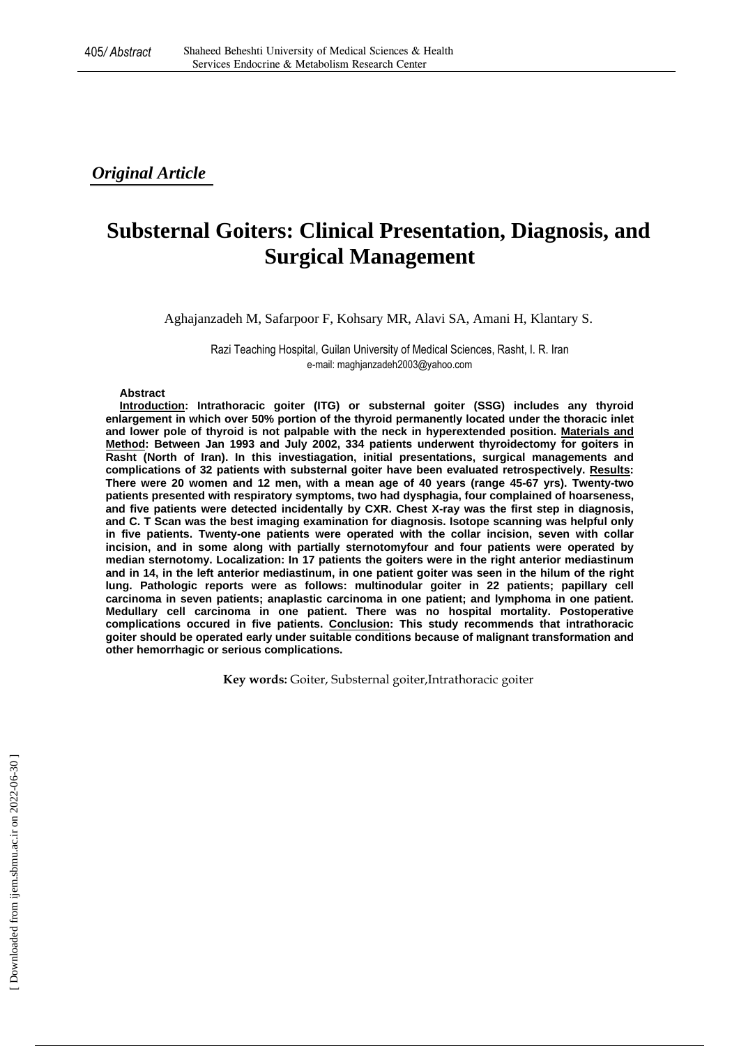*Original Article*

# Substernal Goiters: Clinical Presentation, Diagnosis, and Surgical Management

Aghajanzadeh M, Safarpoor F, Kohsary MR, Alavi SA, Amani H, Klantary S.

Razi Teaching Hospital, Guilan University of Medical Sciences, Rasht, I. R. Iran
e-mail: maghjanzadeh2003@yahoo.com

**Abstract**

**Introduction: Intrathoracic goiter (ITG) or substernal goiter (SSG) includes any thyroid enlargement in which over 50% portion of the thyroid permanently located under the thoracic inlet and lower pole of thyroid is not palpable with the neck in hyperextended position. Materials and Method: Between Jan 1993 and July 2002, 334 patients underwent thyroidectomy for goiters in Rasht (North of Iran). In this investiagation, initial presentations, surgical managements and complications of 32 patients with substernal goiter have been evaluated retrospectively. Results: There were 20 women and 12 men, with a mean age of 40 years (range 45-67 yrs). Twenty-two patients presented with respiratory symptoms, two had dysphagia, four complained of hoarseness, and five patients were detected incidentally by CXR. Chest X-ray was the first step in diagnosis, and C. T Scan was the best imaging examination for diagnosis. Isotope scanning was helpful only in five patients. Twenty-one patients were operated with the collar incision, seven with collar incision, and in some along with partially sternotomyfour and four patients were operated by median sternotomy. Localization: In 17 patients the goiters were in the right anterior mediastinum and in 14, in the left anterior mediastinum, in one patient goiter was seen in the hilum of the right lung. Pathologic reports were as follows: multinodular goiter in 22 patients; papillary cell carcinoma in seven patients; anaplastic carcinoma in one patient; and lymphoma in one patient. Medullary cell carcinoma in one patient. There was no hospital mortality. Postoperative complications occured in five patients. Conclusion: This study recommends that intrathoracic goiter should be operated early under suitable conditions because of malignant transformation and other hemorrhagic or serious complications.**

**Key words:** Goiter, Substernal goiter,Intrathoracic goiter